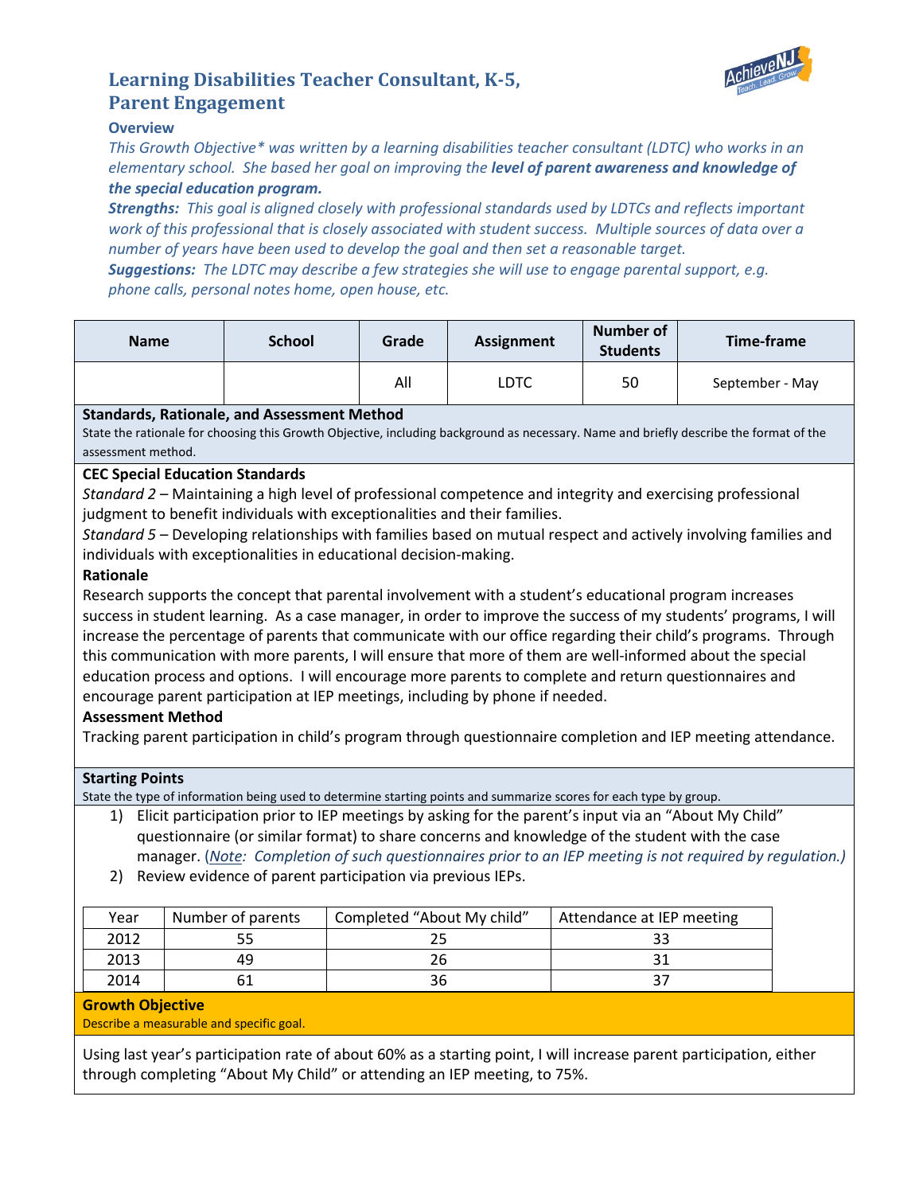# Learning Disabilities Teacher Consultant, K-5, Parent Engagement

### Overview

*This Growth Objective\* was written by a learning disabilities teacher consultant (LDTC) who works in an elementary school. She based her goal on improving the* ***level of parent awareness and knowledge of the special education program.***

***Strengths:*** *This goal is aligned closely with professional standards used by LDTCs and reflects important work of this professional that is closely associated with student success. Multiple sources of data over a number of years have been used to develop the goal and then set a reasonable target.*

***Suggestions:*** *The LDTC may describe a few strategies she will use to engage parental support, e.g. phone calls, personal notes home, open house, etc.*

| Name | School | Grade | Assignment | Number of Students | Time-frame |
|---|---|---|---|---|---|
| | | All | LDTC | 50 | September - May |

**Standards, Rationale, and Assessment Method**

State the rationale for choosing this Growth Objective, including background as necessary. Name and briefly describe the format of the assessment method.

**CEC Special Education Standards**

*Standard 2* – Maintaining a high level of professional competence and integrity and exercising professional judgment to benefit individuals with exceptionalities and their families.

*Standard 5* – Developing relationships with families based on mutual respect and actively involving families and individuals with exceptionalities in educational decision-making.

**Rationale**

Research supports the concept that parental involvement with a student's educational program increases success in student learning. As a case manager, in order to improve the success of my students' programs, I will increase the percentage of parents that communicate with our office regarding their child's programs. Through this communication with more parents, I will ensure that more of them are well-informed about the special education process and options. I will encourage more parents to complete and return questionnaires and encourage parent participation at IEP meetings, including by phone if needed.

**Assessment Method**

Tracking parent participation in child's program through questionnaire completion and IEP meeting attendance.

**Starting Points**

State the type of information being used to determine starting points and summarize scores for each type by group.

1) Elicit participation prior to IEP meetings by asking for the parent's input via an "About My Child" questionnaire (or similar format) to share concerns and knowledge of the student with the case manager. (*<u>Note</u>: Completion of such questionnaires prior to an IEP meeting is not required by regulation.)*
2) Review evidence of parent participation via previous IEPs.

| Year | Number of parents | Completed "About My child" | Attendance at IEP meeting |
|---|---|---|---|
| 2012 | 55 | 25 | 33 |
| 2013 | 49 | 26 | 31 |
| 2014 | 61 | 36 | 37 |

**Growth Objective**

Describe a measurable and specific goal.

Using last year's participation rate of about 60% as a starting point, I will increase parent participation, either through completing "About My Child" or attending an IEP meeting, to 75%.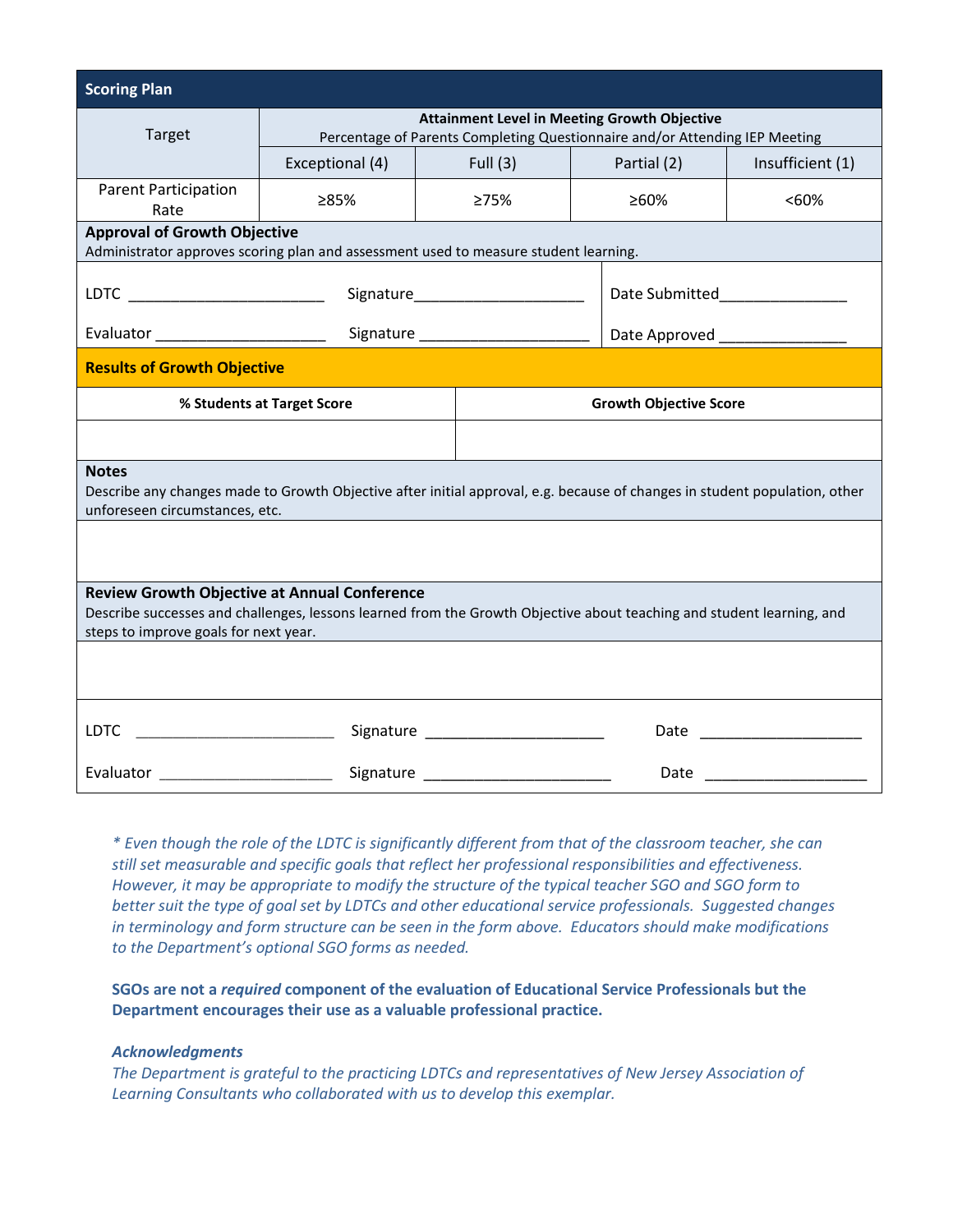## Scoring Plan

| Target | Attainment Level in Meeting Growth Objective<br>Percentage of Parents Completing Questionnaire and/or Attending IEP Meeting | | | |
|---|---|---|---|---|
| | Exceptional (4) | Full (3) | Partial (2) | Insufficient (1) |
| Parent Participation Rate | ≥85% | ≥75% | ≥60% | <60% |

**Approval of Growth Objective**
Administrator approves scoring plan and assessment used to measure student learning.

LDTC ________________________ Signature_____________________ Date Submitted_______________

Evaluator ____________________ Signature _____________________ Date Approved _______________

## Results of Growth Objective

| % Students at Target Score | Growth Objective Score |
|---|---|
| | |

**Notes**
Describe any changes made to Growth Objective after initial approval, e.g. because of changes in student population, other unforeseen circumstances, etc.

**Review Growth Objective at Annual Conference**
Describe successes and challenges, lessons learned from the Growth Objective about teaching and student learning, and steps to improve goals for next year.

LDTC ________________________ Signature _____________________ Date ____________________

Evaluator _____________________ Signature ______________________ Date ____________________

*\* Even though the role of the LDTC is significantly different from that of the classroom teacher, she can still set measurable and specific goals that reflect her professional responsibilities and effectiveness. However, it may be appropriate to modify the structure of the typical teacher SGO and SGO form to better suit the type of goal set by LDTCs and other educational service professionals. Suggested changes in terminology and form structure can be seen in the form above. Educators should make modifications to the Department's optional SGO forms as needed.*

**SGOs are not a *required* component of the evaluation of Educational Service Professionals but the Department encourages their use as a valuable professional practice.**

***Acknowledgments***

*The Department is grateful to the practicing LDTCs and representatives of New Jersey Association of Learning Consultants who collaborated with us to develop this exemplar.*